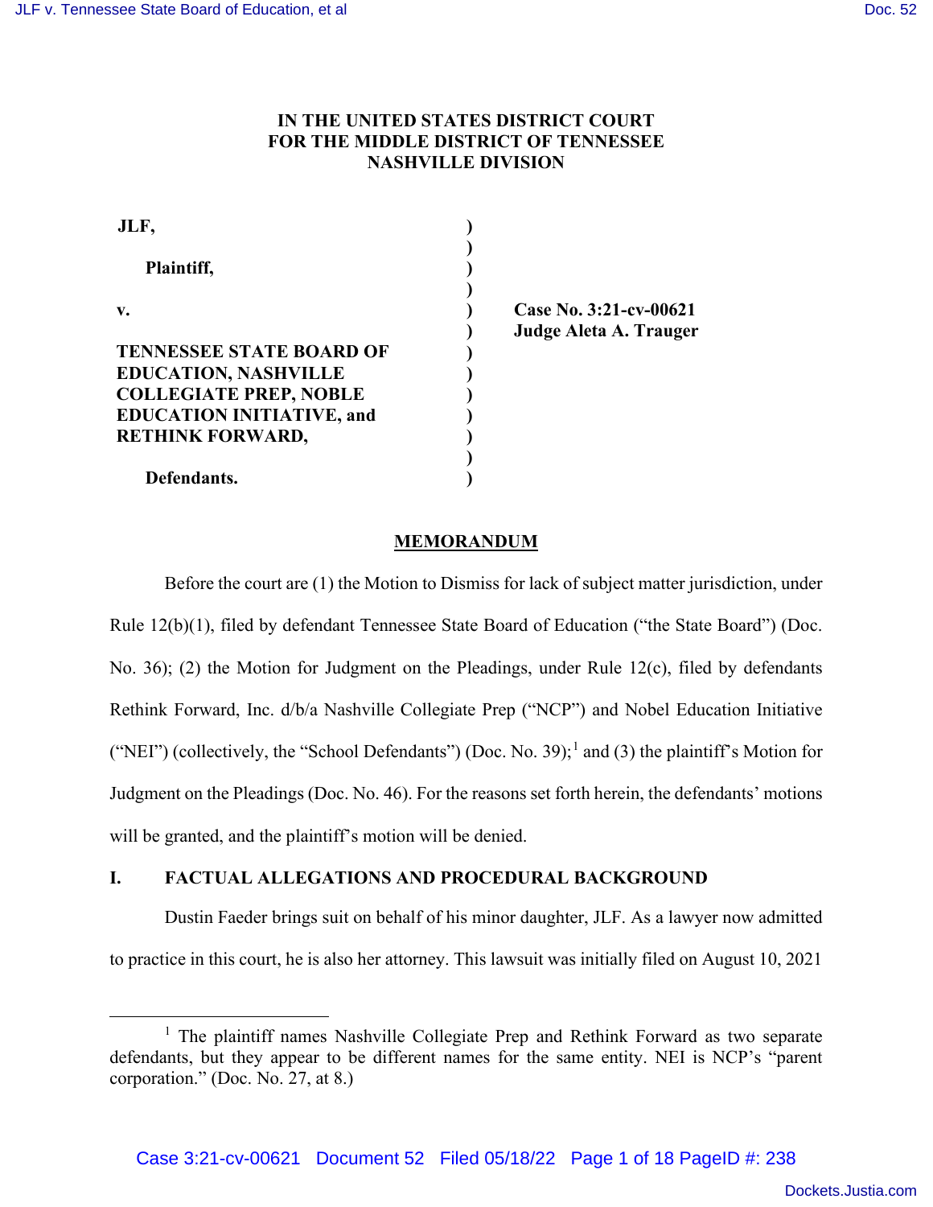**IN THE UNITED STATES DISTRICT COURT**
**FOR THE MIDDLE DISTRICT OF TENNESSEE**
**NASHVILLE DIVISION**

| | | |
|---|---|---|
| **JLF,** | ) | |
| | ) | |
| **Plaintiff,** | ) | |
| | ) | |
| **v.** | ) | **Case No. 3:21-cv-00621** |
| | ) | **Judge Aleta A. Trauger** |
| **TENNESSEE STATE BOARD OF EDUCATION, NASHVILLE COLLEGIATE PREP, NOBLE EDUCATION INITIATIVE, and RETHINK FORWARD,** | ) | |
| | ) | |
| **Defendants.** | ) | |

**MEMORANDUM**

Before the court are (1) the Motion to Dismiss for lack of subject matter jurisdiction, under Rule 12(b)(1), filed by defendant Tennessee State Board of Education ("the State Board") (Doc. No. 36); (2) the Motion for Judgment on the Pleadings, under Rule 12(c), filed by defendants Rethink Forward, Inc. d/b/a Nashville Collegiate Prep ("NCP") and Nobel Education Initiative ("NEI") (collectively, the "School Defendants") (Doc. No. 39);[1] and (3) the plaintiff's Motion for Judgment on the Pleadings (Doc. No. 46). For the reasons set forth herein, the defendants' motions will be granted, and the plaintiff's motion will be denied.

## I. FACTUAL ALLEGATIONS AND PROCEDURAL BACKGROUND

Dustin Faeder brings suit on behalf of his minor daughter, JLF. As a lawyer now admitted to practice in this court, he is also her attorney. This lawsuit was initially filed on August 10, 2021

[1] The plaintiff names Nashville Collegiate Prep and Rethink Forward as two separate defendants, but they appear to be different names for the same entity. NEI is NCP's "parent corporation." (Doc. No. 27, at 8.)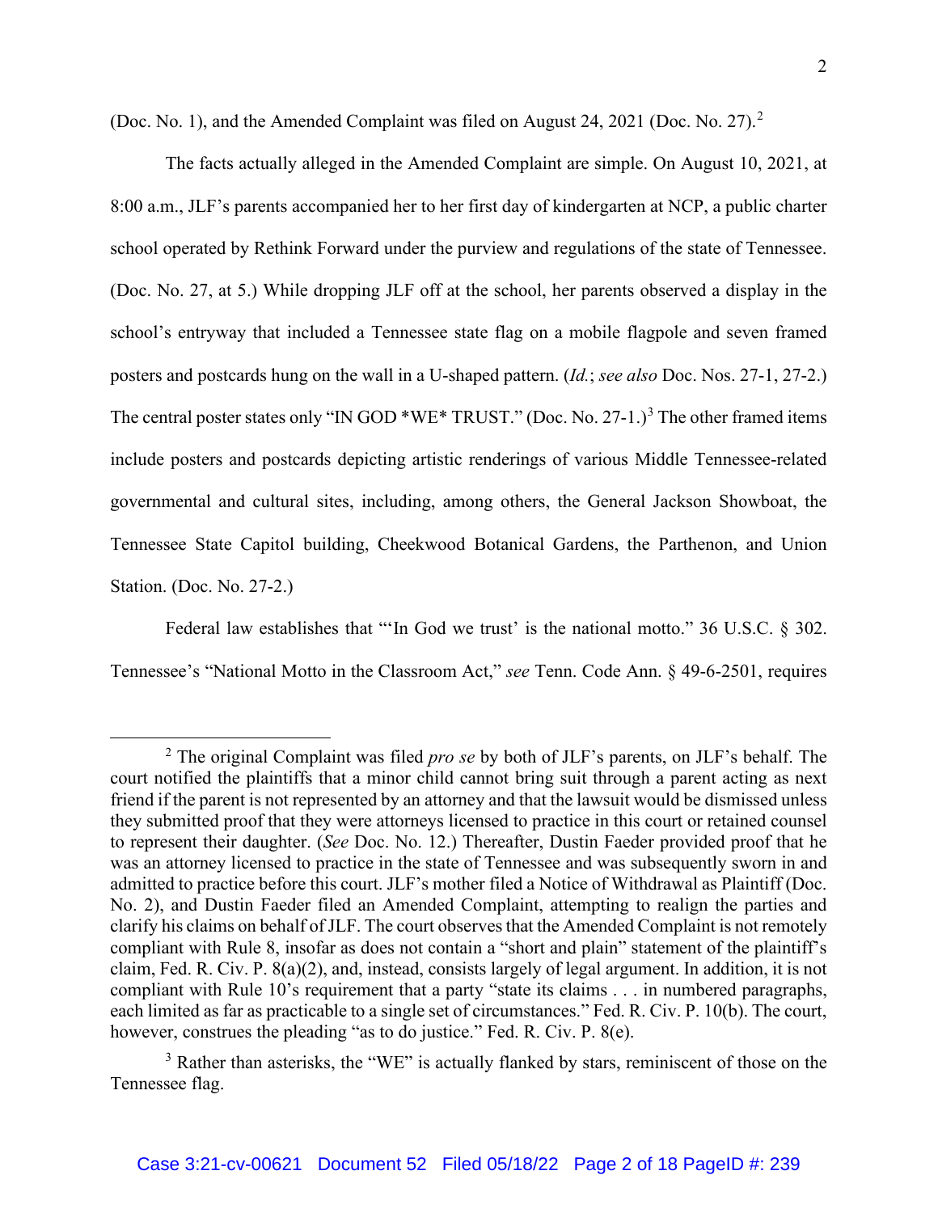(Doc. No. 1), and the Amended Complaint was filed on August 24, 2021 (Doc. No. 27).[2]

The facts actually alleged in the Amended Complaint are simple. On August 10, 2021, at 8:00 a.m., JLF's parents accompanied her to her first day of kindergarten at NCP, a public charter school operated by Rethink Forward under the purview and regulations of the state of Tennessee. (Doc. No. 27, at 5.) While dropping JLF off at the school, her parents observed a display in the school's entryway that included a Tennessee state flag on a mobile flagpole and seven framed posters and postcards hung on the wall in a U-shaped pattern. (*Id.*; *see also* Doc. Nos. 27-1, 27-2.) The central poster states only "IN GOD *WE* TRUST." (Doc. No. 27-1.)[3] The other framed items include posters and postcards depicting artistic renderings of various Middle Tennessee-related governmental and cultural sites, including, among others, the General Jackson Showboat, the Tennessee State Capitol building, Cheekwood Botanical Gardens, the Parthenon, and Union Station. (Doc. No. 27-2.)

Federal law establishes that "'In God we trust' is the national motto." 36 U.S.C. § 302. Tennessee's "National Motto in the Classroom Act," *see* Tenn. Code Ann. § 49-6-2501, requires

---

[2] The original Complaint was filed *pro se* by both of JLF's parents, on JLF's behalf. The court notified the plaintiffs that a minor child cannot bring suit through a parent acting as next friend if the parent is not represented by an attorney and that the lawsuit would be dismissed unless they submitted proof that they were attorneys licensed to practice in this court or retained counsel to represent their daughter. (*See* Doc. No. 12.) Thereafter, Dustin Faeder provided proof that he was an attorney licensed to practice in the state of Tennessee and was subsequently sworn in and admitted to practice before this court. JLF's mother filed a Notice of Withdrawal as Plaintiff (Doc. No. 2), and Dustin Faeder filed an Amended Complaint, attempting to realign the parties and clarify his claims on behalf of JLF. The court observes that the Amended Complaint is not remotely compliant with Rule 8, insofar as does not contain a "short and plain" statement of the plaintiff's claim, Fed. R. Civ. P. 8(a)(2), and, instead, consists largely of legal argument. In addition, it is not compliant with Rule 10's requirement that a party "state its claims . . . in numbered paragraphs, each limited as far as practicable to a single set of circumstances." Fed. R. Civ. P. 10(b). The court, however, construes the pleading "as to do justice." Fed. R. Civ. P. 8(e).

[3] Rather than asterisks, the "WE" is actually flanked by stars, reminiscent of those on the Tennessee flag.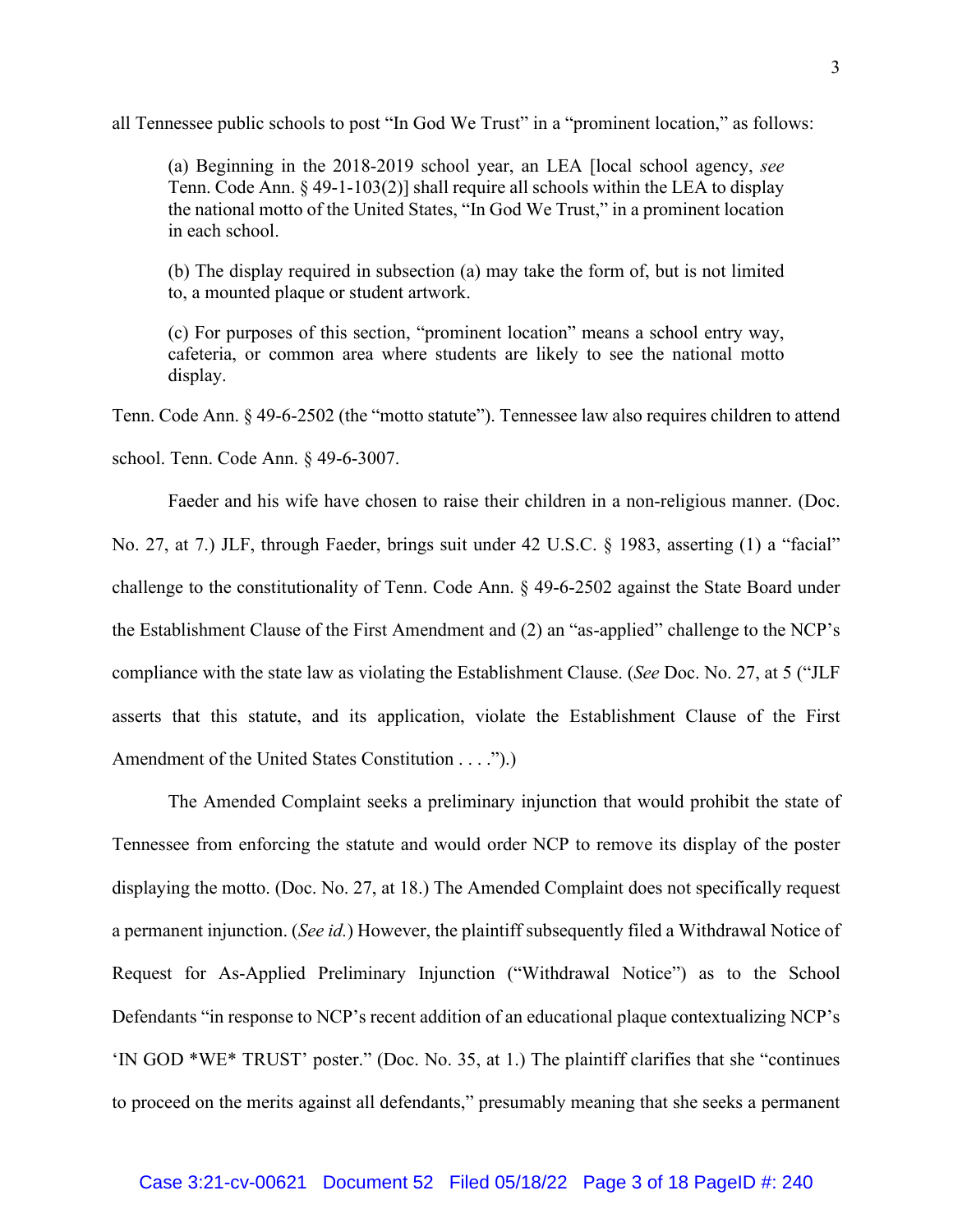all Tennessee public schools to post "In God We Trust" in a "prominent location," as follows:

> (a) Beginning in the 2018-2019 school year, an LEA [local school agency, *see* Tenn. Code Ann. § 49-1-103(2)] shall require all schools within the LEA to display the national motto of the United States, "In God We Trust," in a prominent location in each school.
>
> (b) The display required in subsection (a) may take the form of, but is not limited to, a mounted plaque or student artwork.
>
> (c) For purposes of this section, "prominent location" means a school entry way, cafeteria, or common area where students are likely to see the national motto display.

Tenn. Code Ann. § 49-6-2502 (the "motto statute"). Tennessee law also requires children to attend school. Tenn. Code Ann. § 49-6-3007.

Faeder and his wife have chosen to raise their children in a non-religious manner. (Doc. No. 27, at 7.) JLF, through Faeder, brings suit under 42 U.S.C. § 1983, asserting (1) a "facial" challenge to the constitutionality of Tenn. Code Ann. § 49-6-2502 against the State Board under the Establishment Clause of the First Amendment and (2) an "as-applied" challenge to the NCP's compliance with the state law as violating the Establishment Clause. (*See* Doc. No. 27, at 5 ("JLF asserts that this statute, and its application, violate the Establishment Clause of the First Amendment of the United States Constitution . . . .").)

The Amended Complaint seeks a preliminary injunction that would prohibit the state of Tennessee from enforcing the statute and would order NCP to remove its display of the poster displaying the motto. (Doc. No. 27, at 18.) The Amended Complaint does not specifically request a permanent injunction. (*See id.*) However, the plaintiff subsequently filed a Withdrawal Notice of Request for As-Applied Preliminary Injunction ("Withdrawal Notice") as to the School Defendants "in response to NCP's recent addition of an educational plaque contextualizing NCP's 'IN GOD *WE* TRUST' poster." (Doc. No. 35, at 1.) The plaintiff clarifies that she "continues to proceed on the merits against all defendants," presumably meaning that she seeks a permanent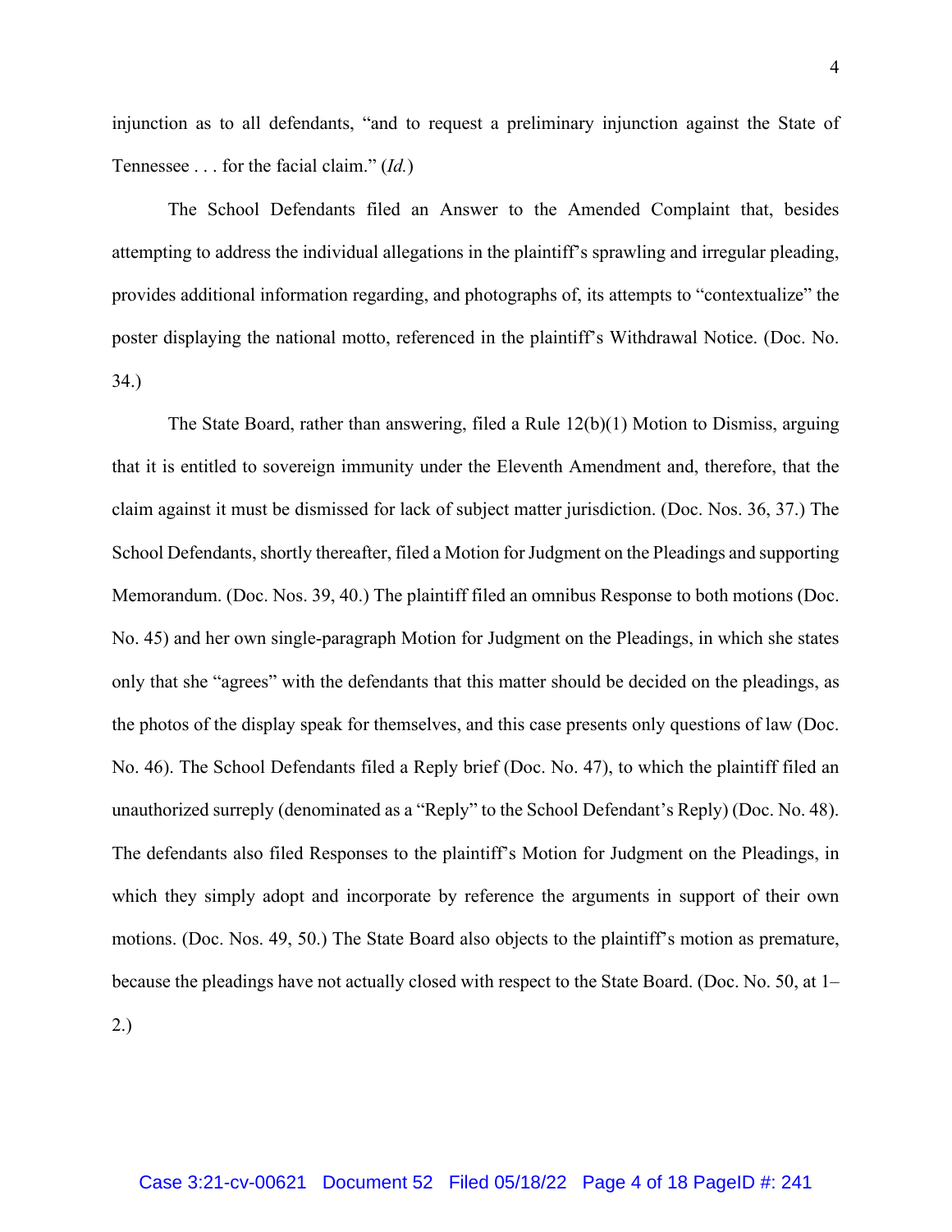injunction as to all defendants, "and to request a preliminary injunction against the State of Tennessee . . . for the facial claim." (*Id.*)

The School Defendants filed an Answer to the Amended Complaint that, besides attempting to address the individual allegations in the plaintiff's sprawling and irregular pleading, provides additional information regarding, and photographs of, its attempts to "contextualize" the poster displaying the national motto, referenced in the plaintiff's Withdrawal Notice. (Doc. No. 34.)

The State Board, rather than answering, filed a Rule 12(b)(1) Motion to Dismiss, arguing that it is entitled to sovereign immunity under the Eleventh Amendment and, therefore, that the claim against it must be dismissed for lack of subject matter jurisdiction. (Doc. Nos. 36, 37.) The School Defendants, shortly thereafter, filed a Motion for Judgment on the Pleadings and supporting Memorandum. (Doc. Nos. 39, 40.) The plaintiff filed an omnibus Response to both motions (Doc. No. 45) and her own single-paragraph Motion for Judgment on the Pleadings, in which she states only that she "agrees" with the defendants that this matter should be decided on the pleadings, as the photos of the display speak for themselves, and this case presents only questions of law (Doc. No. 46). The School Defendants filed a Reply brief (Doc. No. 47), to which the plaintiff filed an unauthorized surreply (denominated as a "Reply" to the School Defendant's Reply) (Doc. No. 48). The defendants also filed Responses to the plaintiff's Motion for Judgment on the Pleadings, in which they simply adopt and incorporate by reference the arguments in support of their own motions. (Doc. Nos. 49, 50.) The State Board also objects to the plaintiff's motion as premature, because the pleadings have not actually closed with respect to the State Board. (Doc. No. 50, at 1–2.)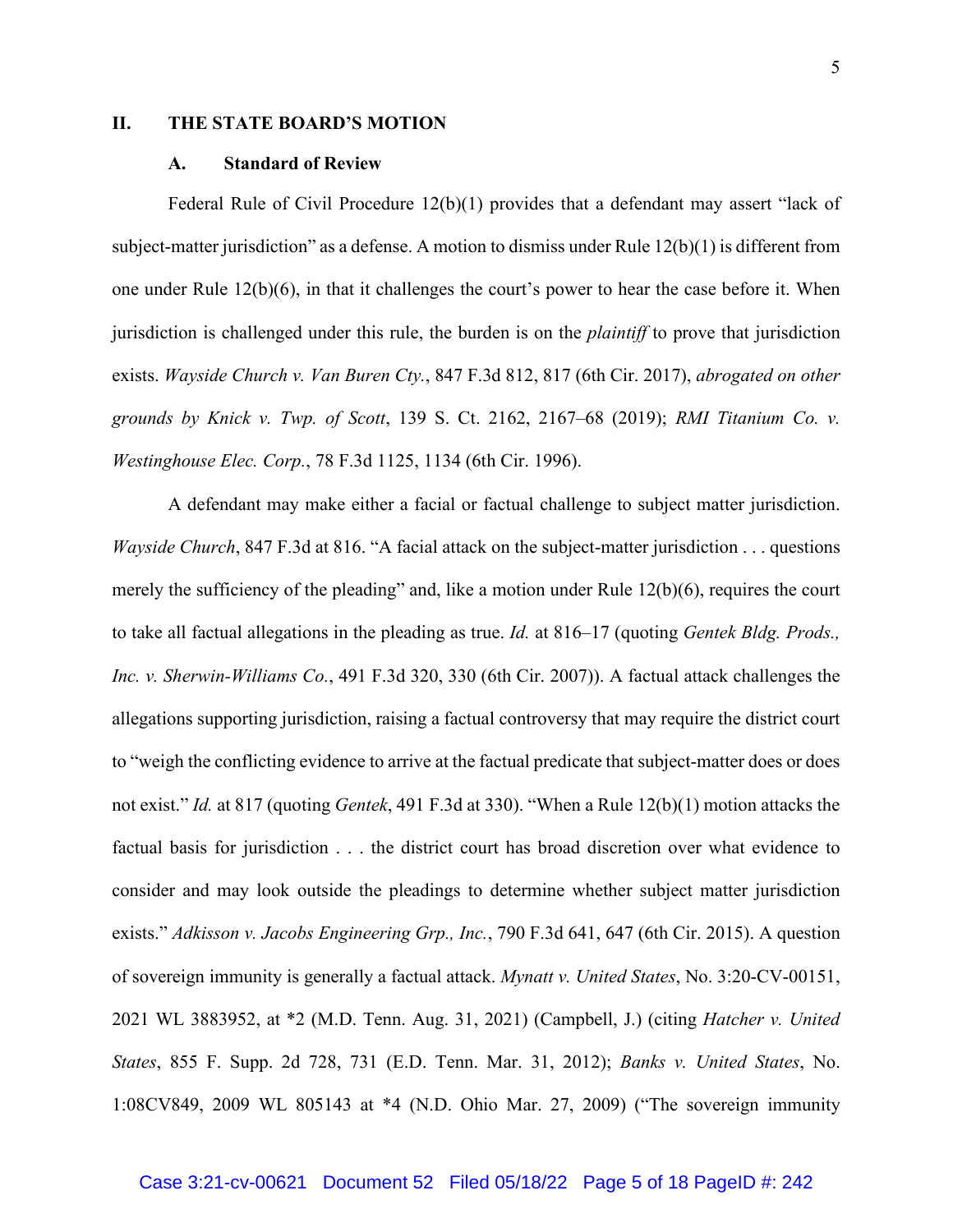## II. THE STATE BOARD'S MOTION

### A. Standard of Review

Federal Rule of Civil Procedure 12(b)(1) provides that a defendant may assert "lack of subject-matter jurisdiction" as a defense. A motion to dismiss under Rule 12(b)(1) is different from one under Rule 12(b)(6), in that it challenges the court's power to hear the case before it. When jurisdiction is challenged under this rule, the burden is on the *plaintiff* to prove that jurisdiction exists. *Wayside Church v. Van Buren Cty.*, 847 F.3d 812, 817 (6th Cir. 2017), *abrogated on other grounds by Knick v. Twp. of Scott*, 139 S. Ct. 2162, 2167–68 (2019); *RMI Titanium Co. v. Westinghouse Elec. Corp.*, 78 F.3d 1125, 1134 (6th Cir. 1996).

A defendant may make either a facial or factual challenge to subject matter jurisdiction. *Wayside Church*, 847 F.3d at 816. "A facial attack on the subject-matter jurisdiction . . . questions merely the sufficiency of the pleading" and, like a motion under Rule 12(b)(6), requires the court to take all factual allegations in the pleading as true. *Id.* at 816–17 (quoting *Gentek Bldg. Prods., Inc. v. Sherwin-Williams Co.*, 491 F.3d 320, 330 (6th Cir. 2007)). A factual attack challenges the allegations supporting jurisdiction, raising a factual controversy that may require the district court to "weigh the conflicting evidence to arrive at the factual predicate that subject-matter does or does not exist." *Id.* at 817 (quoting *Gentek*, 491 F.3d at 330). "When a Rule 12(b)(1) motion attacks the factual basis for jurisdiction . . . the district court has broad discretion over what evidence to consider and may look outside the pleadings to determine whether subject matter jurisdiction exists." *Adkisson v. Jacobs Engineering Grp., Inc.*, 790 F.3d 641, 647 (6th Cir. 2015). A question of sovereign immunity is generally a factual attack. *Mynatt v. United States*, No. 3:20-CV-00151, 2021 WL 3883952, at *2 (M.D. Tenn. Aug. 31, 2021) (Campbell, J.) (citing *Hatcher v. United States*, 855 F. Supp. 2d 728, 731 (E.D. Tenn. Mar. 31, 2012); *Banks v. United States*, No. 1:08CV849, 2009 WL 805143 at *4 (N.D. Ohio Mar. 27, 2009) ("The sovereign immunity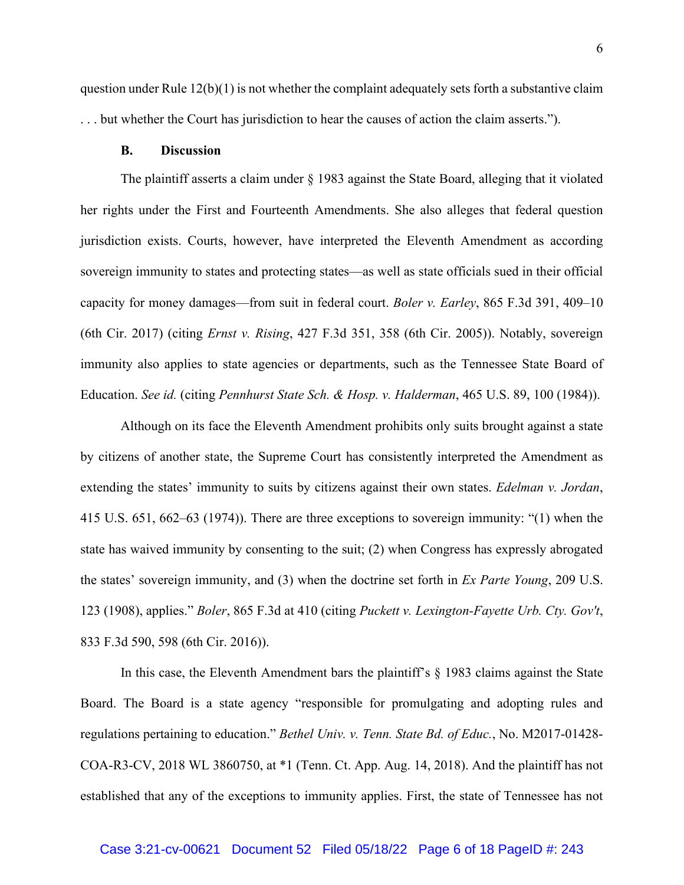question under Rule 12(b)(1) is not whether the complaint adequately sets forth a substantive claim . . . but whether the Court has jurisdiction to hear the causes of action the claim asserts.").

### B. Discussion

The plaintiff asserts a claim under § 1983 against the State Board, alleging that it violated her rights under the First and Fourteenth Amendments. She also alleges that federal question jurisdiction exists. Courts, however, have interpreted the Eleventh Amendment as according sovereign immunity to states and protecting states—as well as state officials sued in their official capacity for money damages—from suit in federal court. *Boler v. Earley*, 865 F.3d 391, 409–10 (6th Cir. 2017) (citing *Ernst v. Rising*, 427 F.3d 351, 358 (6th Cir. 2005)). Notably, sovereign immunity also applies to state agencies or departments, such as the Tennessee State Board of Education. *See id.* (citing *Pennhurst State Sch. & Hosp. v. Halderman*, 465 U.S. 89, 100 (1984)).

Although on its face the Eleventh Amendment prohibits only suits brought against a state by citizens of another state, the Supreme Court has consistently interpreted the Amendment as extending the states' immunity to suits by citizens against their own states. *Edelman v. Jordan*, 415 U.S. 651, 662–63 (1974)). There are three exceptions to sovereign immunity: "(1) when the state has waived immunity by consenting to the suit; (2) when Congress has expressly abrogated the states' sovereign immunity, and (3) when the doctrine set forth in *Ex Parte Young*, 209 U.S. 123 (1908), applies." *Boler*, 865 F.3d at 410 (citing *Puckett v. Lexington-Fayette Urb. Cty. Gov't*, 833 F.3d 590, 598 (6th Cir. 2016)).

In this case, the Eleventh Amendment bars the plaintiff's § 1983 claims against the State Board. The Board is a state agency "responsible for promulgating and adopting rules and regulations pertaining to education." *Bethel Univ. v. Tenn. State Bd. of Educ.*, No. M2017-01428-COA-R3-CV, 2018 WL 3860750, at *1 (Tenn. Ct. App. Aug. 14, 2018). And the plaintiff has not established that any of the exceptions to immunity applies. First, the state of Tennessee has not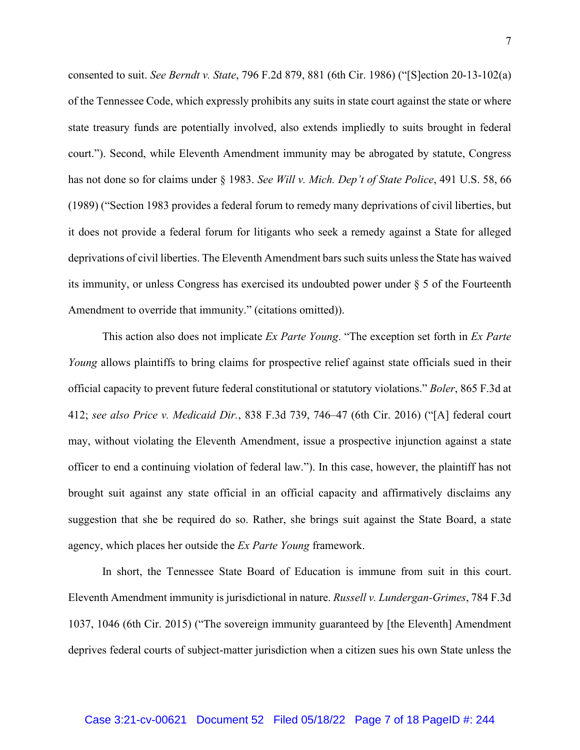consented to suit. *See Berndt v. State*, 796 F.2d 879, 881 (6th Cir. 1986) ("[S]ection 20-13-102(a) of the Tennessee Code, which expressly prohibits any suits in state court against the state or where state treasury funds are potentially involved, also extends impliedly to suits brought in federal court."). Second, while Eleventh Amendment immunity may be abrogated by statute, Congress has not done so for claims under § 1983. *See Will v. Mich. Dep't of State Police*, 491 U.S. 58, 66 (1989) ("Section 1983 provides a federal forum to remedy many deprivations of civil liberties, but it does not provide a federal forum for litigants who seek a remedy against a State for alleged deprivations of civil liberties. The Eleventh Amendment bars such suits unless the State has waived its immunity, or unless Congress has exercised its undoubted power under § 5 of the Fourteenth Amendment to override that immunity." (citations omitted)).

This action also does not implicate *Ex Parte Young*. "The exception set forth in *Ex Parte Young* allows plaintiffs to bring claims for prospective relief against state officials sued in their official capacity to prevent future federal constitutional or statutory violations." *Boler*, 865 F.3d at 412; *see also Price v. Medicaid Dir.*, 838 F.3d 739, 746–47 (6th Cir. 2016) ("[A] federal court may, without violating the Eleventh Amendment, issue a prospective injunction against a state officer to end a continuing violation of federal law."). In this case, however, the plaintiff has not brought suit against any state official in an official capacity and affirmatively disclaims any suggestion that she be required do so. Rather, she brings suit against the State Board, a state agency, which places her outside the *Ex Parte Young* framework.

In short, the Tennessee State Board of Education is immune from suit in this court. Eleventh Amendment immunity is jurisdictional in nature. *Russell v. Lundergan-Grimes*, 784 F.3d 1037, 1046 (6th Cir. 2015) ("The sovereign immunity guaranteed by [the Eleventh] Amendment deprives federal courts of subject-matter jurisdiction when a citizen sues his own State unless the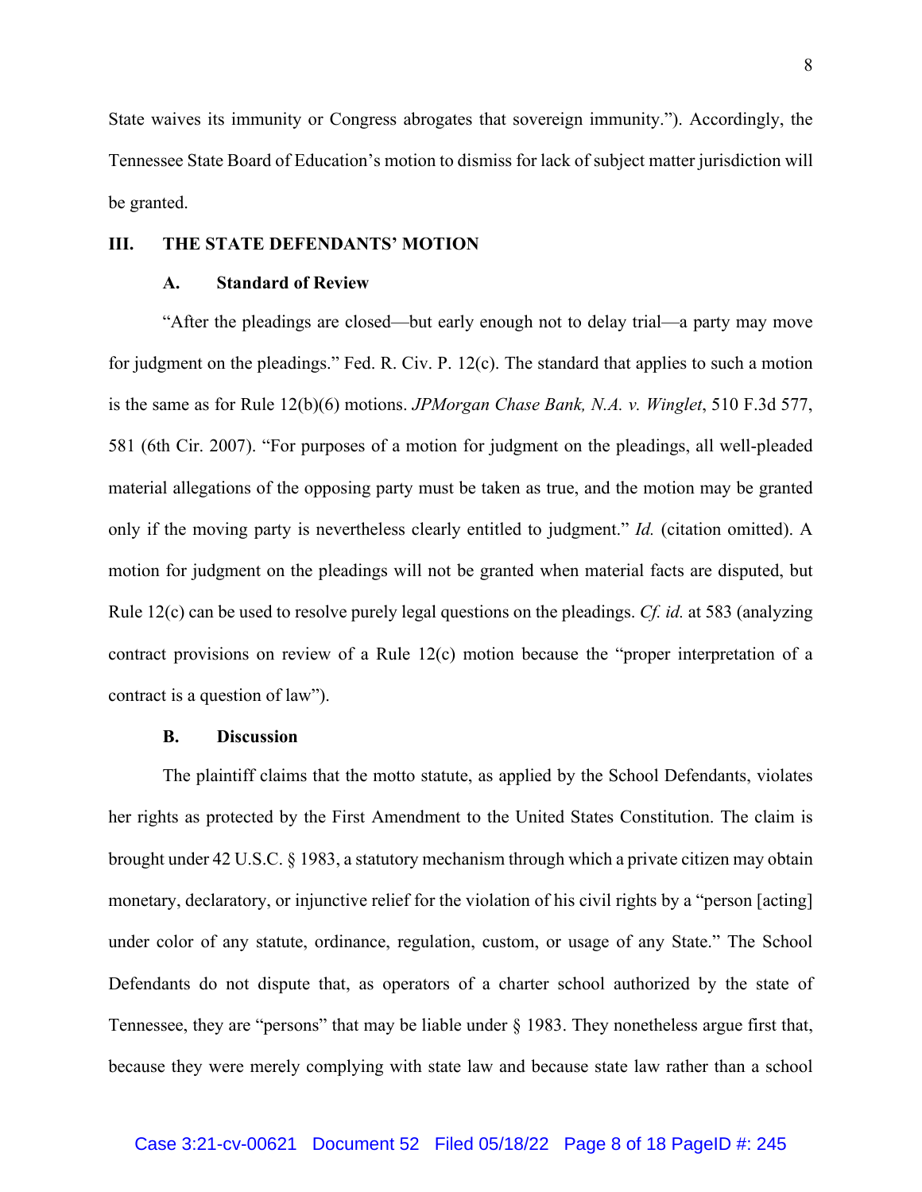State waives its immunity or Congress abrogates that sovereign immunity."). Accordingly, the Tennessee State Board of Education's motion to dismiss for lack of subject matter jurisdiction will be granted.

## III. THE STATE DEFENDANTS' MOTION

### A. Standard of Review

"After the pleadings are closed—but early enough not to delay trial—a party may move for judgment on the pleadings." Fed. R. Civ. P. 12(c). The standard that applies to such a motion is the same as for Rule 12(b)(6) motions. *JPMorgan Chase Bank, N.A. v. Winglet*, 510 F.3d 577, 581 (6th Cir. 2007). "For purposes of a motion for judgment on the pleadings, all well-pleaded material allegations of the opposing party must be taken as true, and the motion may be granted only if the moving party is nevertheless clearly entitled to judgment." *Id.* (citation omitted). A motion for judgment on the pleadings will not be granted when material facts are disputed, but Rule 12(c) can be used to resolve purely legal questions on the pleadings. *Cf. id.* at 583 (analyzing contract provisions on review of a Rule 12(c) motion because the "proper interpretation of a contract is a question of law").

### B. Discussion

The plaintiff claims that the motto statute, as applied by the School Defendants, violates her rights as protected by the First Amendment to the United States Constitution. The claim is brought under 42 U.S.C. § 1983, a statutory mechanism through which a private citizen may obtain monetary, declaratory, or injunctive relief for the violation of his civil rights by a "person [acting] under color of any statute, ordinance, regulation, custom, or usage of any State." The School Defendants do not dispute that, as operators of a charter school authorized by the state of Tennessee, they are "persons" that may be liable under § 1983. They nonetheless argue first that, because they were merely complying with state law and because state law rather than a school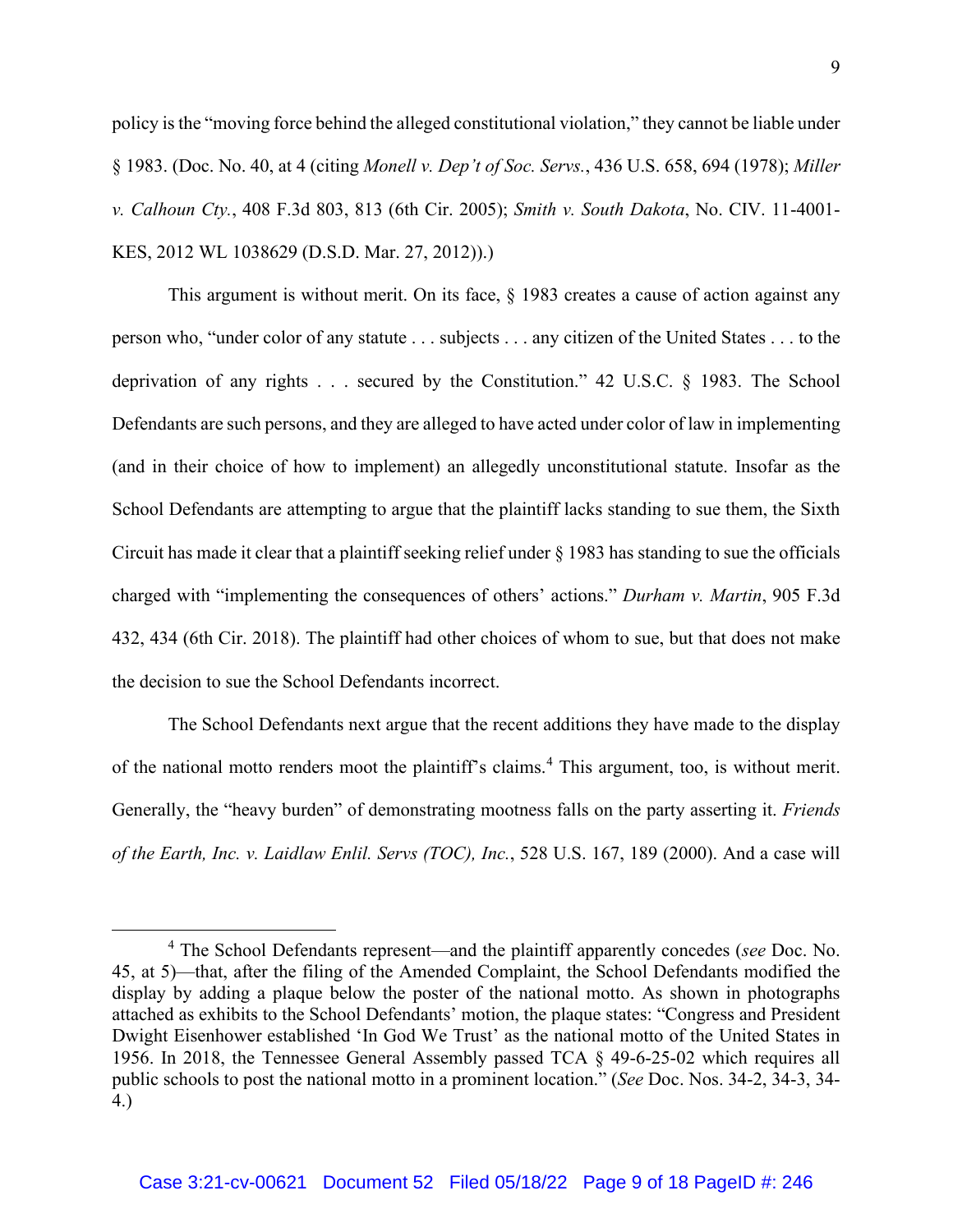policy is the "moving force behind the alleged constitutional violation," they cannot be liable under § 1983. (Doc. No. 40, at 4 (citing *Monell v. Dep't of Soc. Servs.*, 436 U.S. 658, 694 (1978); *Miller v. Calhoun Cty.*, 408 F.3d 803, 813 (6th Cir. 2005); *Smith v. South Dakota*, No. CIV. 11-4001-KES, 2012 WL 1038629 (D.S.D. Mar. 27, 2012)).)

This argument is without merit. On its face, § 1983 creates a cause of action against any person who, "under color of any statute . . . subjects . . . any citizen of the United States . . . to the deprivation of any rights . . . secured by the Constitution." 42 U.S.C. § 1983. The School Defendants are such persons, and they are alleged to have acted under color of law in implementing (and in their choice of how to implement) an allegedly unconstitutional statute. Insofar as the School Defendants are attempting to argue that the plaintiff lacks standing to sue them, the Sixth Circuit has made it clear that a plaintiff seeking relief under § 1983 has standing to sue the officials charged with "implementing the consequences of others' actions." *Durham v. Martin*, 905 F.3d 432, 434 (6th Cir. 2018). The plaintiff had other choices of whom to sue, but that does not make the decision to sue the School Defendants incorrect.

The School Defendants next argue that the recent additions they have made to the display of the national motto renders moot the plaintiff's claims.[4] This argument, too, is without merit. Generally, the "heavy burden" of demonstrating mootness falls on the party asserting it. *Friends of the Earth, Inc. v. Laidlaw Enlil. Servs (TOC), Inc.*, 528 U.S. 167, 189 (2000). And a case will

---

[4] The School Defendants represent—and the plaintiff apparently concedes (*see* Doc. No. 45, at 5)—that, after the filing of the Amended Complaint, the School Defendants modified the display by adding a plaque below the poster of the national motto. As shown in photographs attached as exhibits to the School Defendants' motion, the plaque states: "Congress and President Dwight Eisenhower established 'In God We Trust' as the national motto of the United States in 1956. In 2018, the Tennessee General Assembly passed TCA § 49-6-25-02 which requires all public schools to post the national motto in a prominent location." (*See* Doc. Nos. 34-2, 34-3, 34-4.)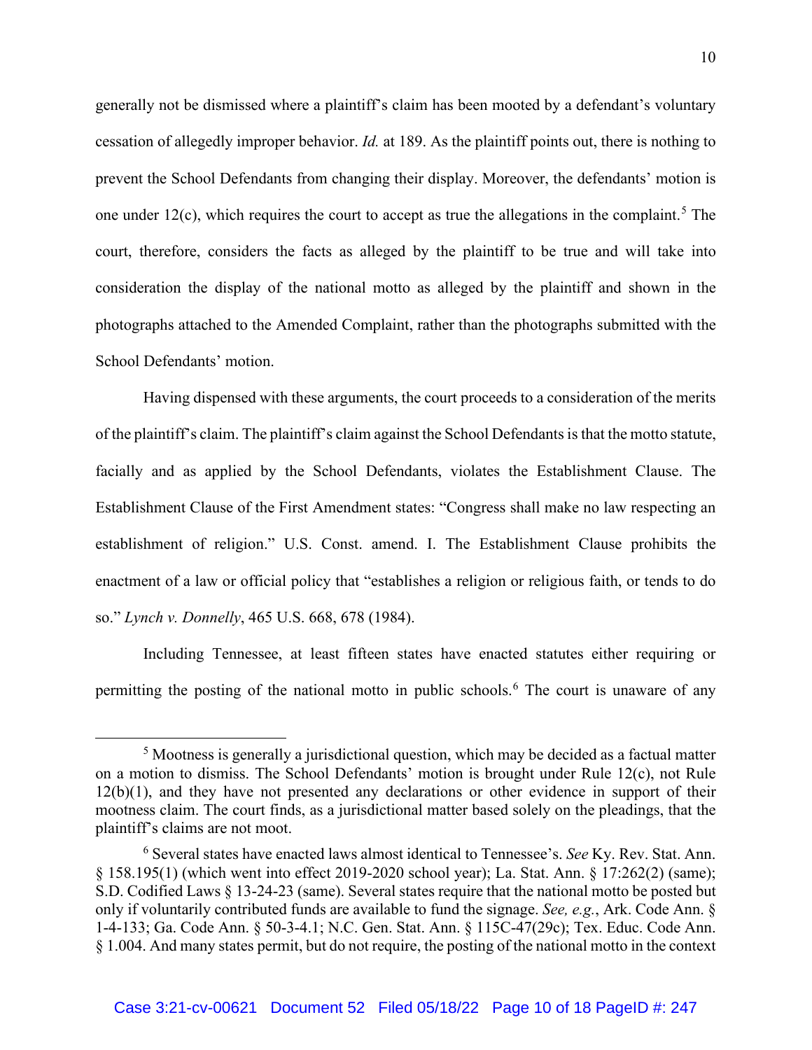generally not be dismissed where a plaintiff's claim has been mooted by a defendant's voluntary cessation of allegedly improper behavior. *Id.* at 189. As the plaintiff points out, there is nothing to prevent the School Defendants from changing their display. Moreover, the defendants' motion is one under 12(c), which requires the court to accept as true the allegations in the complaint.[5] The court, therefore, considers the facts as alleged by the plaintiff to be true and will take into consideration the display of the national motto as alleged by the plaintiff and shown in the photographs attached to the Amended Complaint, rather than the photographs submitted with the School Defendants' motion.

Having dispensed with these arguments, the court proceeds to a consideration of the merits of the plaintiff's claim. The plaintiff's claim against the School Defendants is that the motto statute, facially and as applied by the School Defendants, violates the Establishment Clause. The Establishment Clause of the First Amendment states: "Congress shall make no law respecting an establishment of religion." U.S. Const. amend. I. The Establishment Clause prohibits the enactment of a law or official policy that "establishes a religion or religious faith, or tends to do so." *Lynch v. Donnelly*, 465 U.S. 668, 678 (1984).

Including Tennessee, at least fifteen states have enacted statutes either requiring or permitting the posting of the national motto in public schools.[6] The court is unaware of any

---

[5] Mootness is generally a jurisdictional question, which may be decided as a factual matter on a motion to dismiss. The School Defendants' motion is brought under Rule 12(c), not Rule 12(b)(1), and they have not presented any declarations or other evidence in support of their mootness claim. The court finds, as a jurisdictional matter based solely on the pleadings, that the plaintiff's claims are not moot.

[6] Several states have enacted laws almost identical to Tennessee's. *See* Ky. Rev. Stat. Ann. § 158.195(1) (which went into effect 2019-2020 school year); La. Stat. Ann. § 17:262(2) (same); S.D. Codified Laws § 13-24-23 (same). Several states require that the national motto be posted but only if voluntarily contributed funds are available to fund the signage. *See, e.g.*, Ark. Code Ann. § 1-4-133; Ga. Code Ann. § 50-3-4.1; N.C. Gen. Stat. Ann. § 115C-47(29c); Tex. Educ. Code Ann. § 1.004. And many states permit, but do not require, the posting of the national motto in the context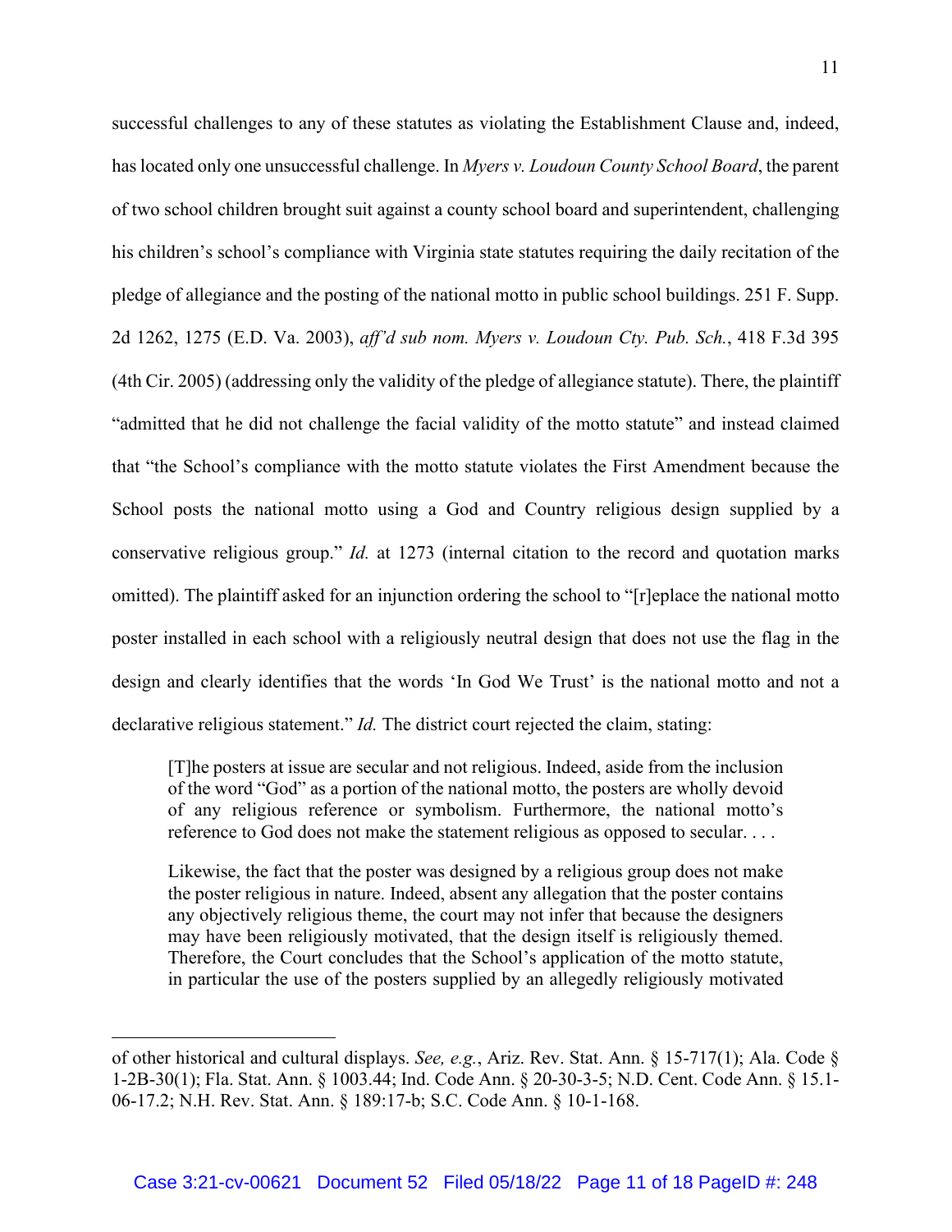successful challenges to any of these statutes as violating the Establishment Clause and, indeed, has located only one unsuccessful challenge. In *Myers v. Loudoun County School Board*, the parent of two school children brought suit against a county school board and superintendent, challenging his children's school's compliance with Virginia state statutes requiring the daily recitation of the pledge of allegiance and the posting of the national motto in public school buildings. 251 F. Supp. 2d 1262, 1275 (E.D. Va. 2003), *aff'd sub nom. Myers v. Loudoun Cty. Pub. Sch.*, 418 F.3d 395 (4th Cir. 2005) (addressing only the validity of the pledge of allegiance statute). There, the plaintiff "admitted that he did not challenge the facial validity of the motto statute" and instead claimed that "the School's compliance with the motto statute violates the First Amendment because the School posts the national motto using a God and Country religious design supplied by a conservative religious group." *Id.* at 1273 (internal citation to the record and quotation marks omitted). The plaintiff asked for an injunction ordering the school to "[r]eplace the national motto poster installed in each school with a religiously neutral design that does not use the flag in the design and clearly identifies that the words 'In God We Trust' is the national motto and not a declarative religious statement." *Id.* The district court rejected the claim, stating:

> [T]he posters at issue are secular and not religious. Indeed, aside from the inclusion of the word "God" as a portion of the national motto, the posters are wholly devoid of any religious reference or symbolism. Furthermore, the national motto's reference to God does not make the statement religious as opposed to secular. . . .
>
> Likewise, the fact that the poster was designed by a religious group does not make the poster religious in nature. Indeed, absent any allegation that the poster contains any objectively religious theme, the court may not infer that because the designers may have been religiously motivated, that the design itself is religiously themed. Therefore, the Court concludes that the School's application of the motto statute, in particular the use of the posters supplied by an allegedly religiously motivated

---

of other historical and cultural displays. *See, e.g.*, Ariz. Rev. Stat. Ann. § 15-717(1); Ala. Code § 1-2B-30(1); Fla. Stat. Ann. § 1003.44; Ind. Code Ann. § 20-30-3-5; N.D. Cent. Code Ann. § 15.1-06-17.2; N.H. Rev. Stat. Ann. § 189:17-b; S.C. Code Ann. § 10-1-168.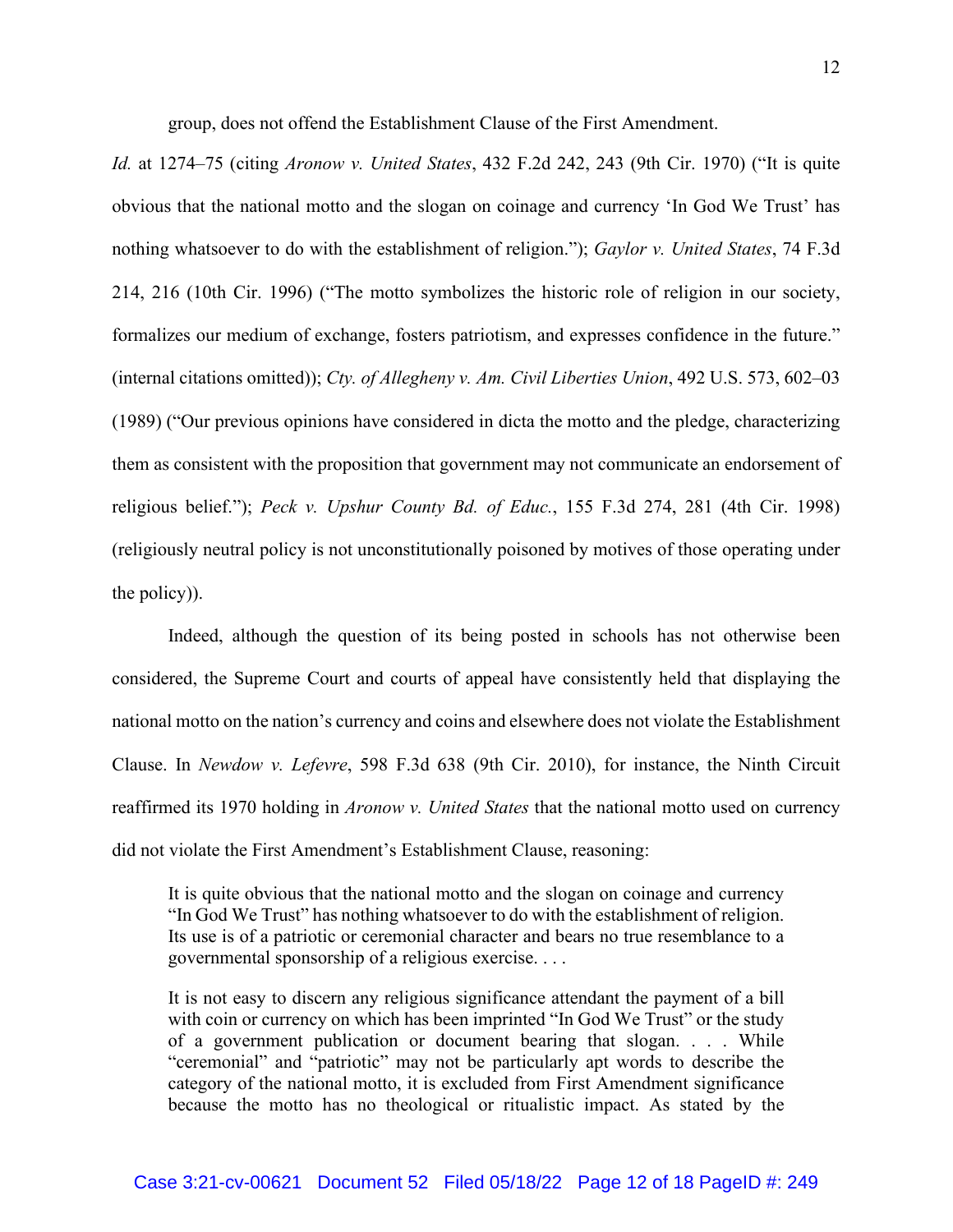group, does not offend the Establishment Clause of the First Amendment.

*Id.* at 1274–75 (citing *Aronow v. United States*, 432 F.2d 242, 243 (9th Cir. 1970) ("It is quite obvious that the national motto and the slogan on coinage and currency 'In God We Trust' has nothing whatsoever to do with the establishment of religion."); *Gaylor v. United States*, 74 F.3d 214, 216 (10th Cir. 1996) ("The motto symbolizes the historic role of religion in our society, formalizes our medium of exchange, fosters patriotism, and expresses confidence in the future." (internal citations omitted)); *Cty. of Allegheny v. Am. Civil Liberties Union*, 492 U.S. 573, 602–03 (1989) ("Our previous opinions have considered in dicta the motto and the pledge, characterizing them as consistent with the proposition that government may not communicate an endorsement of religious belief."); *Peck v. Upshur County Bd. of Educ.*, 155 F.3d 274, 281 (4th Cir. 1998) (religiously neutral policy is not unconstitutionally poisoned by motives of those operating under the policy)).

Indeed, although the question of its being posted in schools has not otherwise been considered, the Supreme Court and courts of appeal have consistently held that displaying the national motto on the nation's currency and coins and elsewhere does not violate the Establishment Clause. In *Newdow v. Lefevre*, 598 F.3d 638 (9th Cir. 2010), for instance, the Ninth Circuit reaffirmed its 1970 holding in *Aronow v. United States* that the national motto used on currency did not violate the First Amendment's Establishment Clause, reasoning:

> It is quite obvious that the national motto and the slogan on coinage and currency "In God We Trust" has nothing whatsoever to do with the establishment of religion. Its use is of a patriotic or ceremonial character and bears no true resemblance to a governmental sponsorship of a religious exercise. . . .
>
> It is not easy to discern any religious significance attendant the payment of a bill with coin or currency on which has been imprinted "In God We Trust" or the study of a government publication or document bearing that slogan. . . . While "ceremonial" and "patriotic" may not be particularly apt words to describe the category of the national motto, it is excluded from First Amendment significance because the motto has no theological or ritualistic impact. As stated by the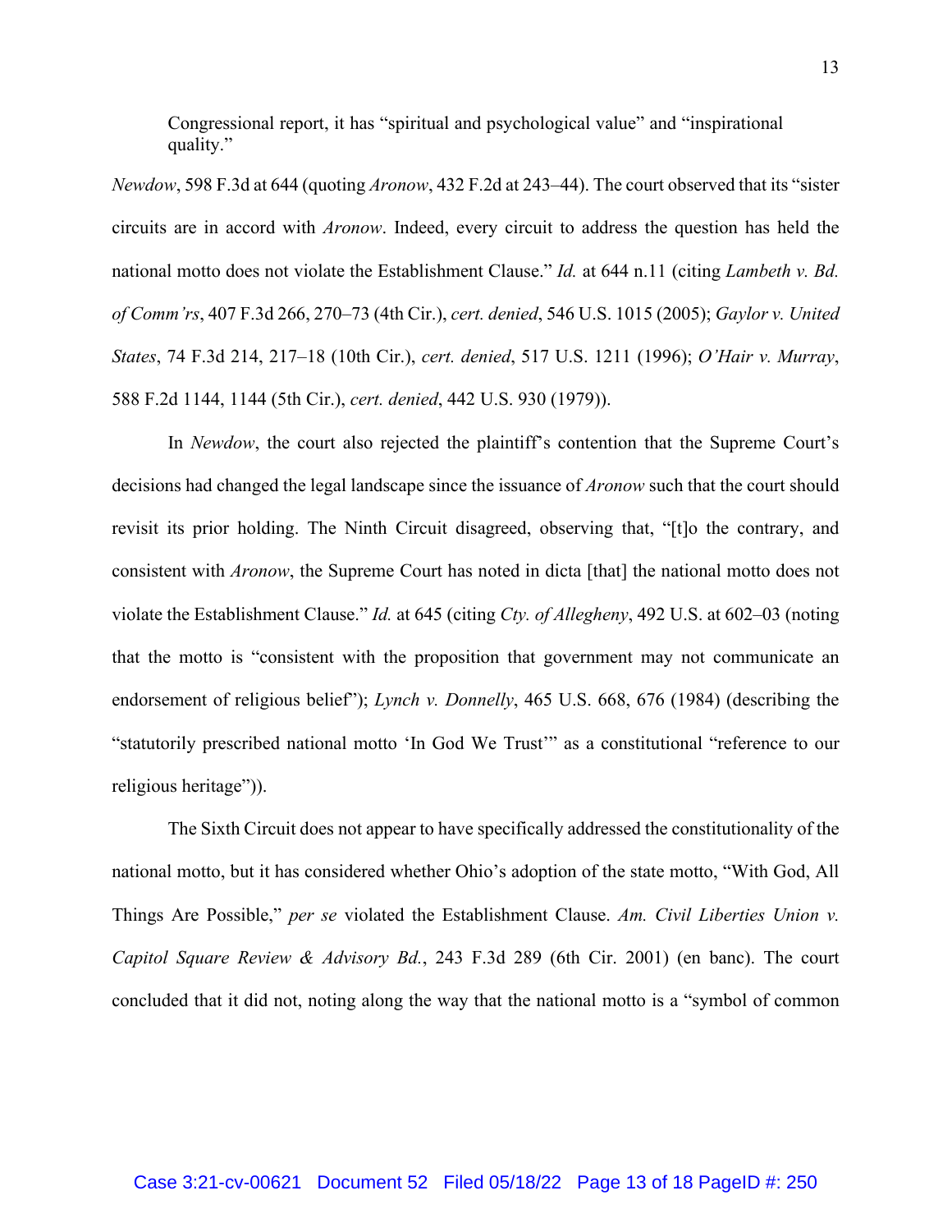> Congressional report, it has "spiritual and psychological value" and "inspirational quality."

*Newdow*, 598 F.3d at 644 (quoting *Aronow*, 432 F.2d at 243–44). The court observed that its "sister circuits are in accord with *Aronow*. Indeed, every circuit to address the question has held the national motto does not violate the Establishment Clause." *Id.* at 644 n.11 (citing *Lambeth v. Bd. of Comm'rs*, 407 F.3d 266, 270–73 (4th Cir.), *cert. denied*, 546 U.S. 1015 (2005); *Gaylor v. United States*, 74 F.3d 214, 217–18 (10th Cir.), *cert. denied*, 517 U.S. 1211 (1996); *O'Hair v. Murray*, 588 F.2d 1144, 1144 (5th Cir.), *cert. denied*, 442 U.S. 930 (1979)).

In *Newdow*, the court also rejected the plaintiff's contention that the Supreme Court's decisions had changed the legal landscape since the issuance of *Aronow* such that the court should revisit its prior holding. The Ninth Circuit disagreed, observing that, "[t]o the contrary, and consistent with *Aronow*, the Supreme Court has noted in dicta [that] the national motto does not violate the Establishment Clause." *Id.* at 645 (citing *Cty. of Allegheny*, 492 U.S. at 602–03 (noting that the motto is "consistent with the proposition that government may not communicate an endorsement of religious belief"); *Lynch v. Donnelly*, 465 U.S. 668, 676 (1984) (describing the "statutorily prescribed national motto 'In God We Trust'" as a constitutional "reference to our religious heritage")).

The Sixth Circuit does not appear to have specifically addressed the constitutionality of the national motto, but it has considered whether Ohio's adoption of the state motto, "With God, All Things Are Possible," *per se* violated the Establishment Clause. *Am. Civil Liberties Union v. Capitol Square Review & Advisory Bd.*, 243 F.3d 289 (6th Cir. 2001) (en banc). The court concluded that it did not, noting along the way that the national motto is a "symbol of common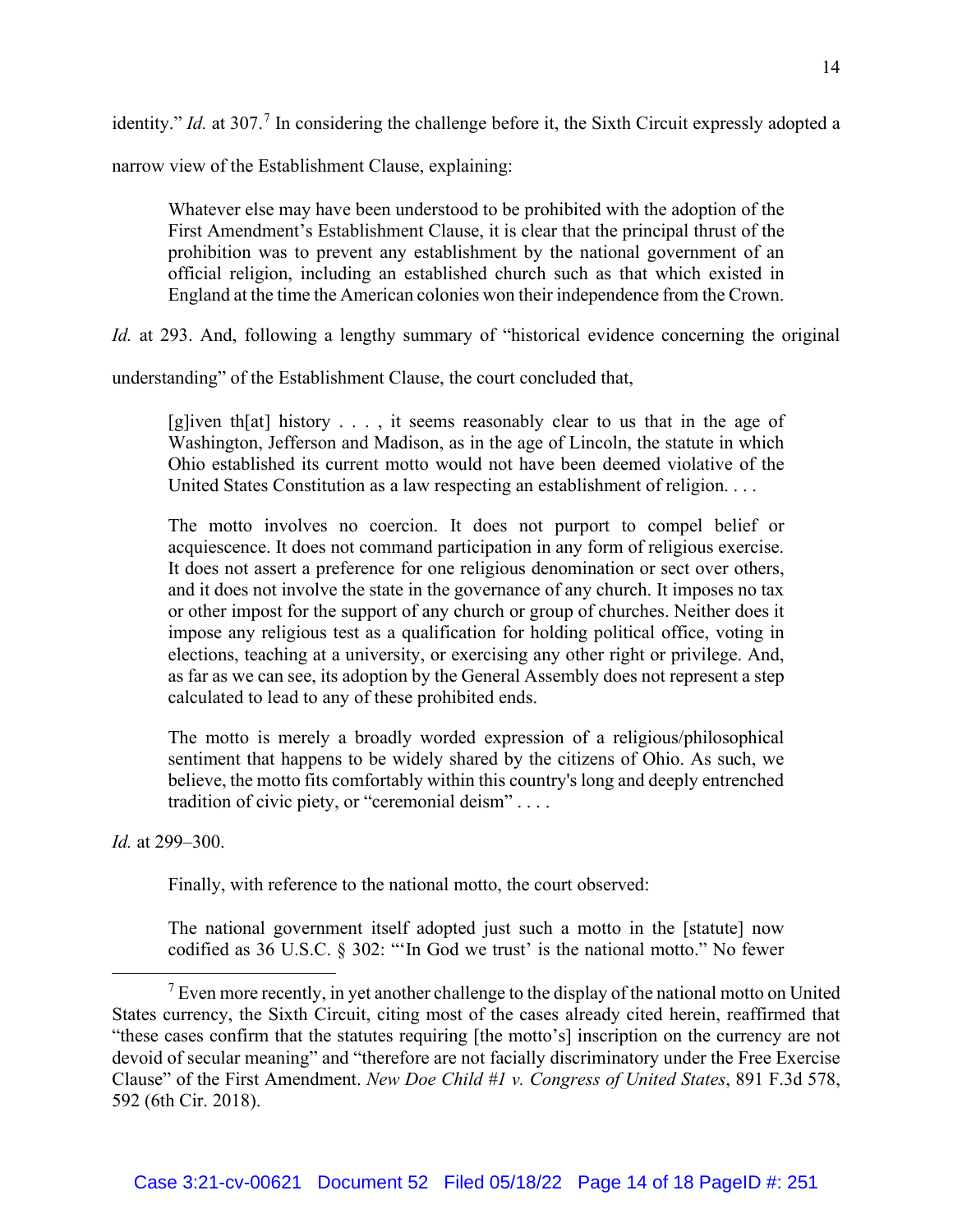identity." *Id.* at 307.[7] In considering the challenge before it, the Sixth Circuit expressly adopted a narrow view of the Establishment Clause, explaining:

> Whatever else may have been understood to be prohibited with the adoption of the First Amendment's Establishment Clause, it is clear that the principal thrust of the prohibition was to prevent any establishment by the national government of an official religion, including an established church such as that which existed in England at the time the American colonies won their independence from the Crown.

*Id.* at 293. And, following a lengthy summary of "historical evidence concerning the original understanding" of the Establishment Clause, the court concluded that,

> [g]iven th[at] history . . . , it seems reasonably clear to us that in the age of Washington, Jefferson and Madison, as in the age of Lincoln, the statute in which Ohio established its current motto would not have been deemed violative of the United States Constitution as a law respecting an establishment of religion. . . .
>
> The motto involves no coercion. It does not purport to compel belief or acquiescence. It does not command participation in any form of religious exercise. It does not assert a preference for one religious denomination or sect over others, and it does not involve the state in the governance of any church. It imposes no tax or other impost for the support of any church or group of churches. Neither does it impose any religious test as a qualification for holding political office, voting in elections, teaching at a university, or exercising any other right or privilege. And, as far as we can see, its adoption by the General Assembly does not represent a step calculated to lead to any of these prohibited ends.
>
> The motto is merely a broadly worded expression of a religious/philosophical sentiment that happens to be widely shared by the citizens of Ohio. As such, we believe, the motto fits comfortably within this country's long and deeply entrenched tradition of civic piety, or "ceremonial deism" . . . .

*Id.* at 299–300.

Finally, with reference to the national motto, the court observed:

> The national government itself adopted just such a motto in the [statute] now codified as 36 U.S.C. § 302: "'In God we trust' is the national motto." No fewer

---

[7] Even more recently, in yet another challenge to the display of the national motto on United States currency, the Sixth Circuit, citing most of the cases already cited herein, reaffirmed that "these cases confirm that the statutes requiring [the motto's] inscription on the currency are not devoid of secular meaning" and "therefore are not facially discriminatory under the Free Exercise Clause" of the First Amendment. *New Doe Child #1 v. Congress of United States*, 891 F.3d 578, 592 (6th Cir. 2018).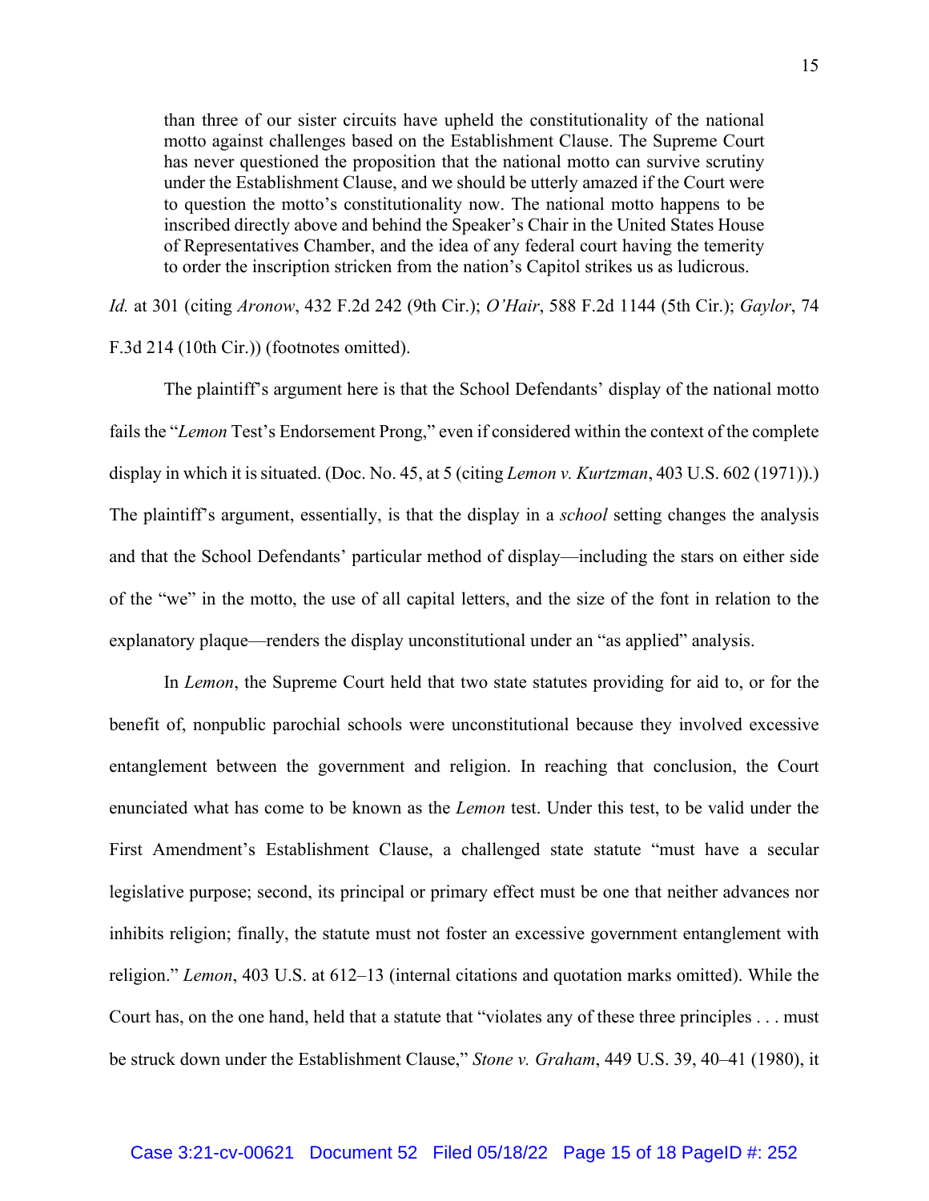> than three of our sister circuits have upheld the constitutionality of the national motto against challenges based on the Establishment Clause. The Supreme Court has never questioned the proposition that the national motto can survive scrutiny under the Establishment Clause, and we should be utterly amazed if the Court were to question the motto's constitutionality now. The national motto happens to be inscribed directly above and behind the Speaker's Chair in the United States House of Representatives Chamber, and the idea of any federal court having the temerity to order the inscription stricken from the nation's Capitol strikes us as ludicrous.

*Id.* at 301 (citing *Aronow*, 432 F.2d 242 (9th Cir.); *O'Hair*, 588 F.2d 1144 (5th Cir.); *Gaylor*, 74 F.3d 214 (10th Cir.)) (footnotes omitted).

The plaintiff's argument here is that the School Defendants' display of the national motto fails the "*Lemon* Test's Endorsement Prong," even if considered within the context of the complete display in which it is situated. (Doc. No. 45, at 5 (citing *Lemon v. Kurtzman*, 403 U.S. 602 (1971)).) The plaintiff's argument, essentially, is that the display in a *school* setting changes the analysis and that the School Defendants' particular method of display—including the stars on either side of the "we" in the motto, the use of all capital letters, and the size of the font in relation to the explanatory plaque—renders the display unconstitutional under an "as applied" analysis.

In *Lemon*, the Supreme Court held that two state statutes providing for aid to, or for the benefit of, nonpublic parochial schools were unconstitutional because they involved excessive entanglement between the government and religion. In reaching that conclusion, the Court enunciated what has come to be known as the *Lemon* test. Under this test, to be valid under the First Amendment's Establishment Clause, a challenged state statute "must have a secular legislative purpose; second, its principal or primary effect must be one that neither advances nor inhibits religion; finally, the statute must not foster an excessive government entanglement with religion." *Lemon*, 403 U.S. at 612–13 (internal citations and quotation marks omitted). While the Court has, on the one hand, held that a statute that "violates any of these three principles . . . must be struck down under the Establishment Clause," *Stone v. Graham*, 449 U.S. 39, 40–41 (1980), it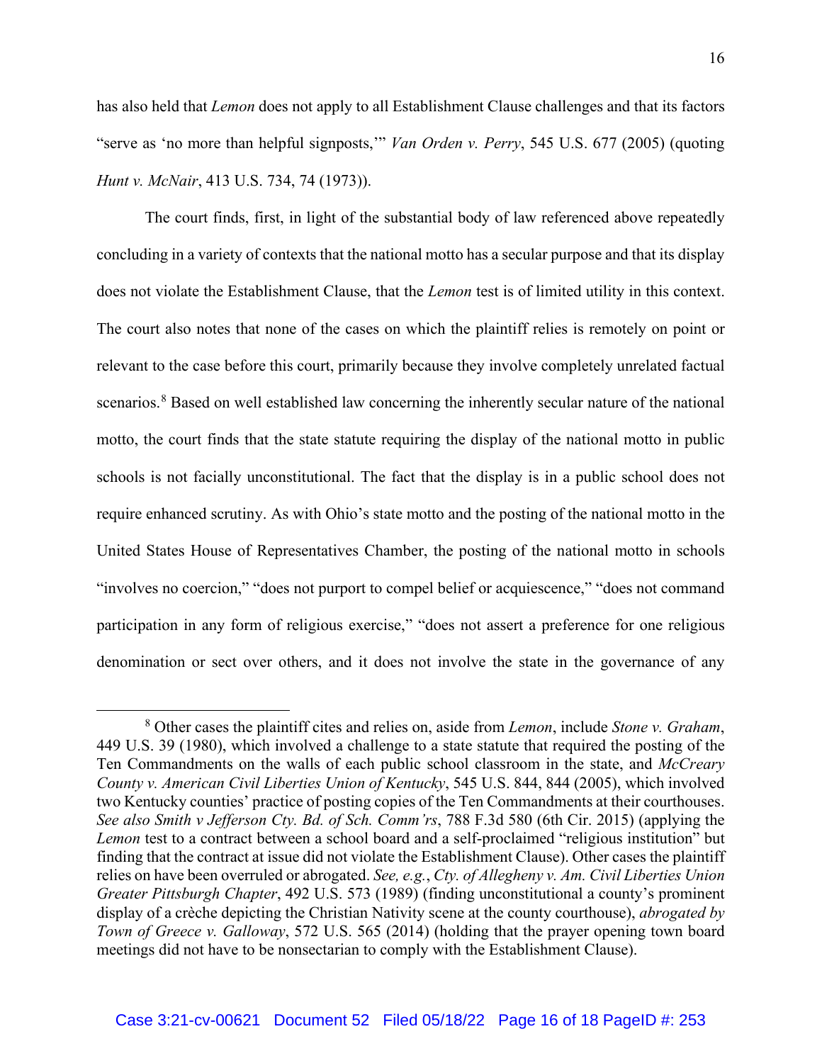has also held that *Lemon* does not apply to all Establishment Clause challenges and that its factors "serve as 'no more than helpful signposts,'" *Van Orden v. Perry*, 545 U.S. 677 (2005) (quoting *Hunt v. McNair*, 413 U.S. 734, 74 (1973)).

The court finds, first, in light of the substantial body of law referenced above repeatedly concluding in a variety of contexts that the national motto has a secular purpose and that its display does not violate the Establishment Clause, that the *Lemon* test is of limited utility in this context. The court also notes that none of the cases on which the plaintiff relies is remotely on point or relevant to the case before this court, primarily because they involve completely unrelated factual scenarios.[8] Based on well established law concerning the inherently secular nature of the national motto, the court finds that the state statute requiring the display of the national motto in public schools is not facially unconstitutional. The fact that the display is in a public school does not require enhanced scrutiny. As with Ohio's state motto and the posting of the national motto in the United States House of Representatives Chamber, the posting of the national motto in schools "involves no coercion," "does not purport to compel belief or acquiescence," "does not command participation in any form of religious exercise," "does not assert a preference for one religious denomination or sect over others, and it does not involve the state in the governance of any

[8] Other cases the plaintiff cites and relies on, aside from *Lemon*, include *Stone v. Graham*, 449 U.S. 39 (1980), which involved a challenge to a state statute that required the posting of the Ten Commandments on the walls of each public school classroom in the state, and *McCreary County v. American Civil Liberties Union of Kentucky*, 545 U.S. 844, 844 (2005), which involved two Kentucky counties' practice of posting copies of the Ten Commandments at their courthouses. *See also Smith v Jefferson Cty. Bd. of Sch. Comm'rs*, 788 F.3d 580 (6th Cir. 2015) (applying the *Lemon* test to a contract between a school board and a self-proclaimed "religious institution" but finding that the contract at issue did not violate the Establishment Clause). Other cases the plaintiff relies on have been overruled or abrogated. *See, e.g.*, *Cty. of Allegheny v. Am. Civil Liberties Union Greater Pittsburgh Chapter*, 492 U.S. 573 (1989) (finding unconstitutional a county's prominent display of a crèche depicting the Christian Nativity scene at the county courthouse), *abrogated by Town of Greece v. Galloway*, 572 U.S. 565 (2014) (holding that the prayer opening town board meetings did not have to be nonsectarian to comply with the Establishment Clause).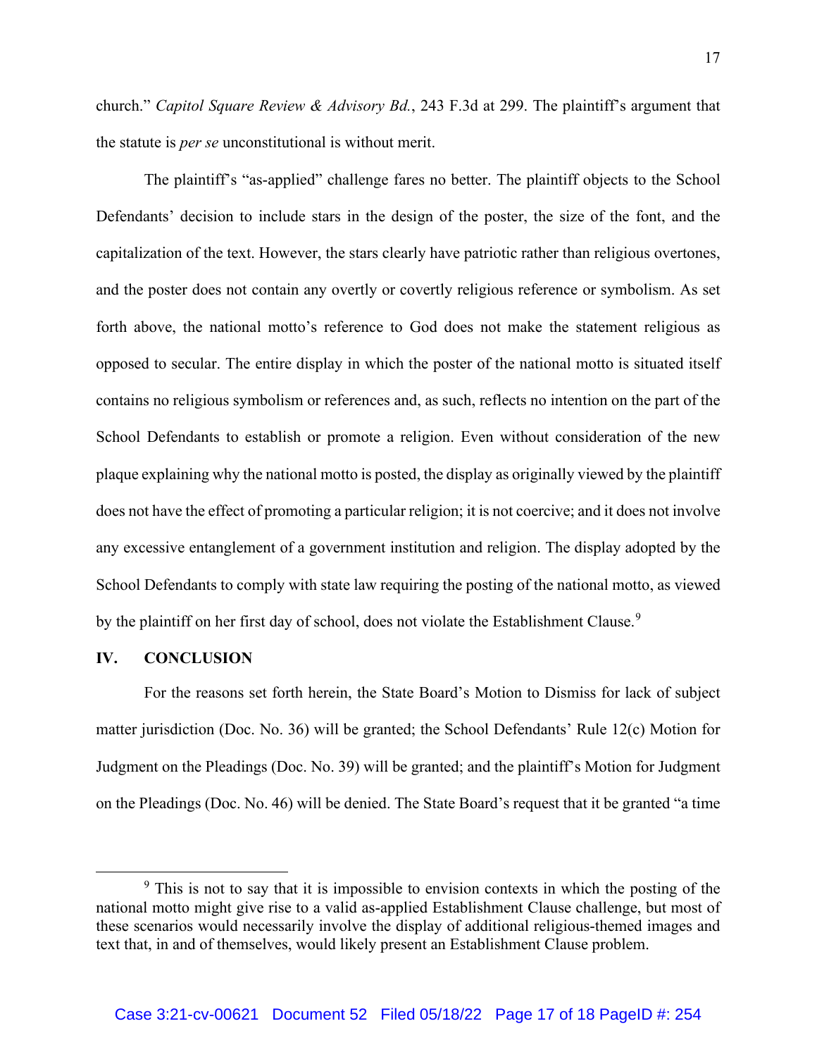church." *Capitol Square Review & Advisory Bd.*, 243 F.3d at 299. The plaintiff's argument that the statute is *per se* unconstitutional is without merit.

The plaintiff's "as-applied" challenge fares no better. The plaintiff objects to the School Defendants' decision to include stars in the design of the poster, the size of the font, and the capitalization of the text. However, the stars clearly have patriotic rather than religious overtones, and the poster does not contain any overtly or covertly religious reference or symbolism. As set forth above, the national motto's reference to God does not make the statement religious as opposed to secular. The entire display in which the poster of the national motto is situated itself contains no religious symbolism or references and, as such, reflects no intention on the part of the School Defendants to establish or promote a religion. Even without consideration of the new plaque explaining why the national motto is posted, the display as originally viewed by the plaintiff does not have the effect of promoting a particular religion; it is not coercive; and it does not involve any excessive entanglement of a government institution and religion. The display adopted by the School Defendants to comply with state law requiring the posting of the national motto, as viewed by the plaintiff on her first day of school, does not violate the Establishment Clause.[9]

## IV. CONCLUSION

For the reasons set forth herein, the State Board's Motion to Dismiss for lack of subject matter jurisdiction (Doc. No. 36) will be granted; the School Defendants' Rule 12(c) Motion for Judgment on the Pleadings (Doc. No. 39) will be granted; and the plaintiff's Motion for Judgment on the Pleadings (Doc. No. 46) will be denied. The State Board's request that it be granted "a time

[9] This is not to say that it is impossible to envision contexts in which the posting of the national motto might give rise to a valid as-applied Establishment Clause challenge, but most of these scenarios would necessarily involve the display of additional religious-themed images and text that, in and of themselves, would likely present an Establishment Clause problem.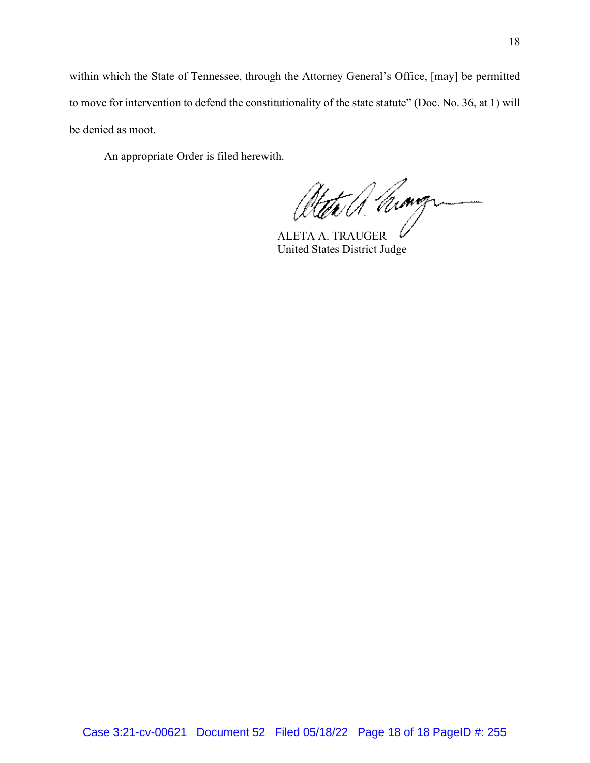within which the State of Tennessee, through the Attorney General's Office, [may] be permitted to move for intervention to defend the constitutionality of the state statute" (Doc. No. 36, at 1) will be denied as moot.

An appropriate Order is filed herewith.

ALETA A. TRAUGER
United States District Judge